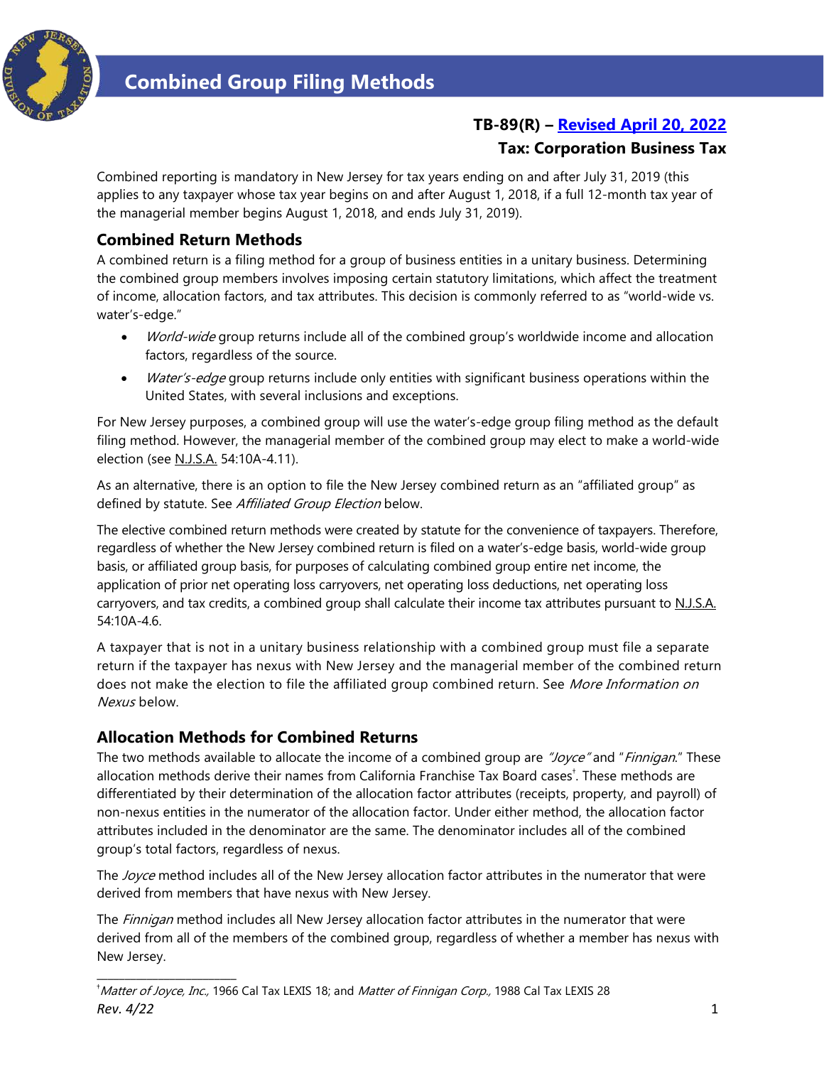# Combined Group Filing Methods

**TB-89(R) – Revised April 20, 2022**

**Tax: Corporation Business Tax**

Combined reporting is mandatory in New Jersey for tax years ending on and after July 31, 2019 (this applies to any taxpayer whose tax year begins on and after August 1, 2018, if a full 12-month tax year of the managerial member begins August 1, 2018, and ends July 31, 2019).

## Combined Return Methods

A combined return is a filing method for a group of business entities in a unitary business. Determining the combined group members involves imposing certain statutory limitations, which affect the treatment of income, allocation factors, and tax attributes. This decision is commonly referred to as "world-wide vs. water's-edge."

- *World-wide* group returns include all of the combined group's worldwide income and allocation factors, regardless of the source.
- *Water's-edge* group returns include only entities with significant business operations within the United States, with several inclusions and exceptions.

For New Jersey purposes, a combined group will use the water's-edge group filing method as the default filing method. However, the managerial member of the combined group may elect to make a world-wide election (see N.J.S.A. 54:10A-4.11).

As an alternative, there is an option to file the New Jersey combined return as an "affiliated group" as defined by statute. See *Affiliated Group Election* below.

The elective combined return methods were created by statute for the convenience of taxpayers. Therefore, regardless of whether the New Jersey combined return is filed on a water's-edge basis, world-wide group basis, or affiliated group basis, for purposes of calculating combined group entire net income, the application of prior net operating loss carryovers, net operating loss deductions, net operating loss carryovers, and tax credits, a combined group shall calculate their income tax attributes pursuant to N.J.S.A. 54:10A-4.6.

A taxpayer that is not in a unitary business relationship with a combined group must file a separate return if the taxpayer has nexus with New Jersey and the managerial member of the combined return does not make the election to file the affiliated group combined return. See *More Information on Nexus* below.

## Allocation Methods for Combined Returns

The two methods available to allocate the income of a combined group are *"Joyce"* and "*Finnigan*." These allocation methods derive their names from California Franchise Tax Board cases[†]. These methods are differentiated by their determination of the allocation factor attributes (receipts, property, and payroll) of non-nexus entities in the numerator of the allocation factor. Under either method, the allocation factor attributes included in the denominator are the same. The denominator includes all of the combined group's total factors, regardless of nexus.

The *Joyce* method includes all of the New Jersey allocation factor attributes in the numerator that were derived from members that have nexus with New Jersey.

The *Finnigan* method includes all New Jersey allocation factor attributes in the numerator that were derived from all of the members of the combined group, regardless of whether a member has nexus with New Jersey.

---

[†] *Matter of Joyce, Inc.,* 1966 Cal Tax LEXIS 18; and *Matter of Finnigan Corp.,* 1988 Cal Tax LEXIS 28

*Rev. 4/22*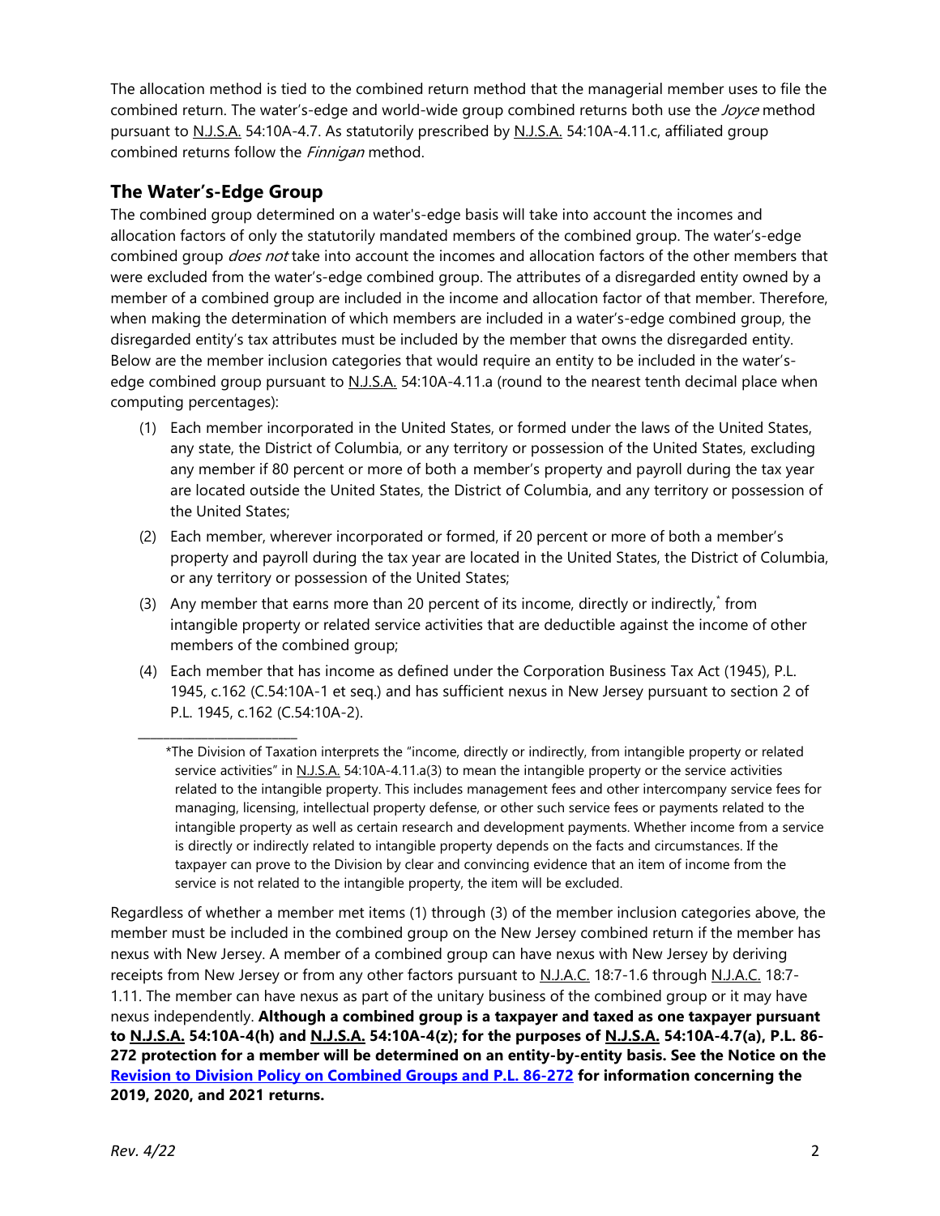The allocation method is tied to the combined return method that the managerial member uses to file the combined return. The water's-edge and world-wide group combined returns both use the *Joyce* method pursuant to N.J.S.A. 54:10A-4.7. As statutorily prescribed by N.J.S.A. 54:10A-4.11.c, affiliated group combined returns follow the *Finnigan* method.

## The Water's-Edge Group

The combined group determined on a water's-edge basis will take into account the incomes and allocation factors of only the statutorily mandated members of the combined group. The water's-edge combined group *does not* take into account the incomes and allocation factors of the other members that were excluded from the water's-edge combined group. The attributes of a disregarded entity owned by a member of a combined group are included in the income and allocation factor of that member. Therefore, when making the determination of which members are included in a water's-edge combined group, the disregarded entity's tax attributes must be included by the member that owns the disregarded entity. Below are the member inclusion categories that would require an entity to be included in the water's-edge combined group pursuant to N.J.S.A. 54:10A-4.11.a (round to the nearest tenth decimal place when computing percentages):

(1) Each member incorporated in the United States, or formed under the laws of the United States, any state, the District of Columbia, or any territory or possession of the United States, excluding any member if 80 percent or more of both a member's property and payroll during the tax year are located outside the United States, the District of Columbia, and any territory or possession of the United States;

(2) Each member, wherever incorporated or formed, if 20 percent or more of both a member's property and payroll during the tax year are located in the United States, the District of Columbia, or any territory or possession of the United States;

(3) Any member that earns more than 20 percent of its income, directly or indirectly,* from intangible property or related service activities that are deductible against the income of other members of the combined group;

(4) Each member that has income as defined under the Corporation Business Tax Act (1945), P.L. 1945, c.162 (C.54:10A-1 et seq.) and has sufficient nexus in New Jersey pursuant to section 2 of P.L. 1945, c.162 (C.54:10A-2).

\_\_\_\_\_\_\_\_\_\_\_\_\_\_\_\_\_\_\_\_\_\_\_\_

*The Division of Taxation interprets the "income, directly or indirectly, from intangible property or related service activities" in N.J.S.A. 54:10A-4.11.a(3) to mean the intangible property or the service activities related to the intangible property. This includes management fees and other intercompany service fees for managing, licensing, intellectual property defense, or other such service fees or payments related to the intangible property as well as certain research and development payments. Whether income from a service is directly or indirectly related to intangible property depends on the facts and circumstances. If the taxpayer can prove to the Division by clear and convincing evidence that an item of income from the service is not related to the intangible property, the item will be excluded.

Regardless of whether a member met items (1) through (3) of the member inclusion categories above, the member must be included in the combined group on the New Jersey combined return if the member has nexus with New Jersey. A member of a combined group can have nexus with New Jersey by deriving receipts from New Jersey or from any other factors pursuant to N.J.A.C. 18:7-1.6 through N.J.A.C. 18:7-1.11. The member can have nexus as part of the unitary business of the combined group or it may have nexus independently. **Although a combined group is a taxpayer and taxed as one taxpayer pursuant to N.J.S.A. 54:10A-4(h) and N.J.S.A. 54:10A-4(z); for the purposes of N.J.S.A. 54:10A-4.7(a), P.L. 86-272 protection for a member will be determined on an entity-by-entity basis. See the Notice on the Revision to Division Policy on Combined Groups and P.L. 86-272 for information concerning the 2019, 2020, and 2021 returns.**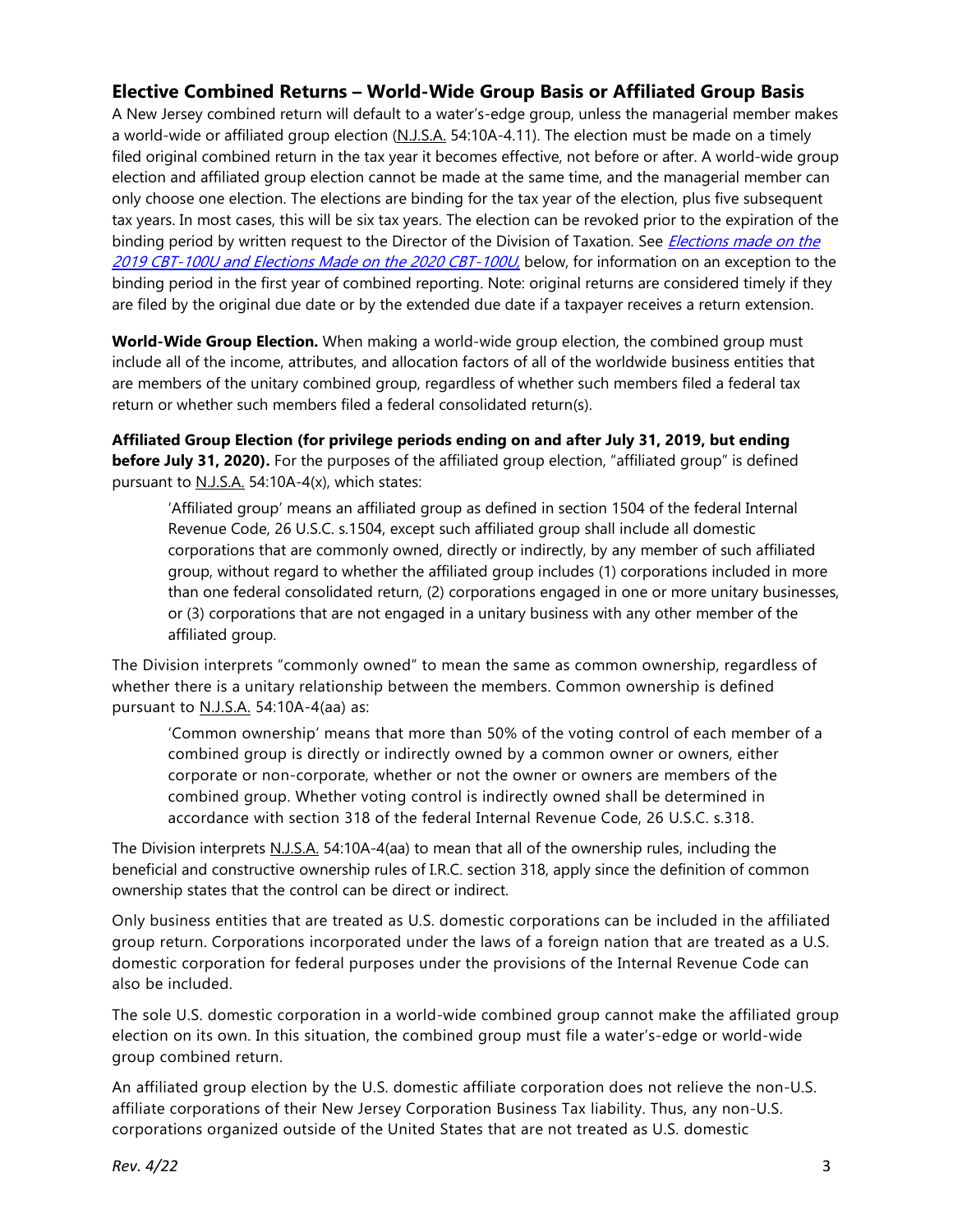## Elective Combined Returns – World-Wide Group Basis or Affiliated Group Basis

A New Jersey combined return will default to a water's-edge group, unless the managerial member makes a world-wide or affiliated group election (N.J.S.A. 54:10A-4.11). The election must be made on a timely filed original combined return in the tax year it becomes effective, not before or after. A world-wide group election and affiliated group election cannot be made at the same time, and the managerial member can only choose one election. The elections are binding for the tax year of the election, plus five subsequent tax years. In most cases, this will be six tax years. The election can be revoked prior to the expiration of the binding period by written request to the Director of the Division of Taxation. See *Elections made on the 2019 CBT-100U and Elections Made on the 2020 CBT-100U,* below, for information on an exception to the binding period in the first year of combined reporting. Note: original returns are considered timely if they are filed by the original due date or by the extended due date if a taxpayer receives a return extension.

**World-Wide Group Election.** When making a world-wide group election, the combined group must include all of the income, attributes, and allocation factors of all of the worldwide business entities that are members of the unitary combined group, regardless of whether such members filed a federal tax return or whether such members filed a federal consolidated return(s).

**Affiliated Group Election (for privilege periods ending on and after July 31, 2019, but ending before July 31, 2020).** For the purposes of the affiliated group election, "affiliated group" is defined pursuant to N.J.S.A. 54:10A-4(x), which states:

> 'Affiliated group' means an affiliated group as defined in section 1504 of the federal Internal Revenue Code, 26 U.S.C. s.1504, except such affiliated group shall include all domestic corporations that are commonly owned, directly or indirectly, by any member of such affiliated group, without regard to whether the affiliated group includes (1) corporations included in more than one federal consolidated return, (2) corporations engaged in one or more unitary businesses, or (3) corporations that are not engaged in a unitary business with any other member of the affiliated group.

The Division interprets "commonly owned" to mean the same as common ownership, regardless of whether there is a unitary relationship between the members. Common ownership is defined pursuant to N.J.S.A. 54:10A-4(aa) as:

> 'Common ownership' means that more than 50% of the voting control of each member of a combined group is directly or indirectly owned by a common owner or owners, either corporate or non-corporate, whether or not the owner or owners are members of the combined group. Whether voting control is indirectly owned shall be determined in accordance with section 318 of the federal Internal Revenue Code, 26 U.S.C. s.318.

The Division interprets N.J.S.A. 54:10A-4(aa) to mean that all of the ownership rules, including the beneficial and constructive ownership rules of I.R.C. section 318, apply since the definition of common ownership states that the control can be direct or indirect.

Only business entities that are treated as U.S. domestic corporations can be included in the affiliated group return. Corporations incorporated under the laws of a foreign nation that are treated as a U.S. domestic corporation for federal purposes under the provisions of the Internal Revenue Code can also be included.

The sole U.S. domestic corporation in a world-wide combined group cannot make the affiliated group election on its own. In this situation, the combined group must file a water's-edge or world-wide group combined return.

An affiliated group election by the U.S. domestic affiliate corporation does not relieve the non-U.S. affiliate corporations of their New Jersey Corporation Business Tax liability. Thus, any non-U.S. corporations organized outside of the United States that are not treated as U.S. domestic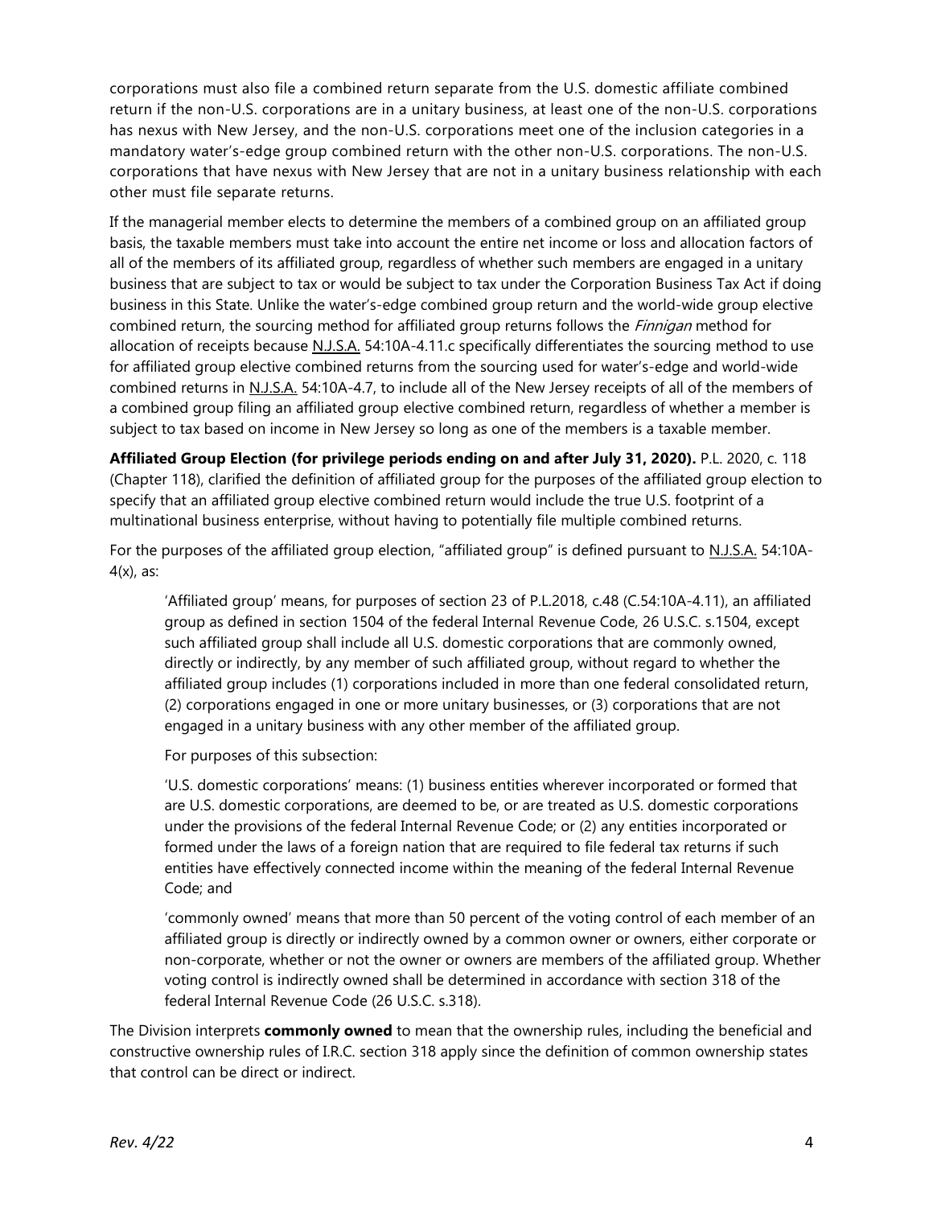corporations must also file a combined return separate from the U.S. domestic affiliate combined return if the non-U.S. corporations are in a unitary business, at least one of the non-U.S. corporations has nexus with New Jersey, and the non-U.S. corporations meet one of the inclusion categories in a mandatory water's-edge group combined return with the other non-U.S. corporations. The non-U.S. corporations that have nexus with New Jersey that are not in a unitary business relationship with each other must file separate returns.

If the managerial member elects to determine the members of a combined group on an affiliated group basis, the taxable members must take into account the entire net income or loss and allocation factors of all of the members of its affiliated group, regardless of whether such members are engaged in a unitary business that are subject to tax or would be subject to tax under the Corporation Business Tax Act if doing business in this State. Unlike the water's-edge combined group return and the world-wide group elective combined return, the sourcing method for affiliated group returns follows the *Finnigan* method for allocation of receipts because N.J.S.A. 54:10A-4.11.c specifically differentiates the sourcing method to use for affiliated group elective combined returns from the sourcing used for water's-edge and world-wide combined returns in N.J.S.A. 54:10A-4.7, to include all of the New Jersey receipts of all of the members of a combined group filing an affiliated group elective combined return, regardless of whether a member is subject to tax based on income in New Jersey so long as one of the members is a taxable member.

**Affiliated Group Election (for privilege periods ending on and after July 31, 2020).** P.L. 2020, c. 118 (Chapter 118), clarified the definition of affiliated group for the purposes of the affiliated group election to specify that an affiliated group elective combined return would include the true U.S. footprint of a multinational business enterprise, without having to potentially file multiple combined returns.

For the purposes of the affiliated group election, "affiliated group" is defined pursuant to N.J.S.A. 54:10A-4(x), as:

> 'Affiliated group' means, for purposes of section 23 of P.L.2018, c.48 (C.54:10A-4.11), an affiliated group as defined in section 1504 of the federal Internal Revenue Code, 26 U.S.C. s.1504, except such affiliated group shall include all U.S. domestic corporations that are commonly owned, directly or indirectly, by any member of such affiliated group, without regard to whether the affiliated group includes (1) corporations included in more than one federal consolidated return, (2) corporations engaged in one or more unitary businesses, or (3) corporations that are not engaged in a unitary business with any other member of the affiliated group.
>
> For purposes of this subsection:
>
> 'U.S. domestic corporations' means: (1) business entities wherever incorporated or formed that are U.S. domestic corporations, are deemed to be, or are treated as U.S. domestic corporations under the provisions of the federal Internal Revenue Code; or (2) any entities incorporated or formed under the laws of a foreign nation that are required to file federal tax returns if such entities have effectively connected income within the meaning of the federal Internal Revenue Code; and
>
> 'commonly owned' means that more than 50 percent of the voting control of each member of an affiliated group is directly or indirectly owned by a common owner or owners, either corporate or non-corporate, whether or not the owner or owners are members of the affiliated group. Whether voting control is indirectly owned shall be determined in accordance with section 318 of the federal Internal Revenue Code (26 U.S.C. s.318).

The Division interprets **commonly owned** to mean that the ownership rules, including the beneficial and constructive ownership rules of I.R.C. section 318 apply since the definition of common ownership states that control can be direct or indirect.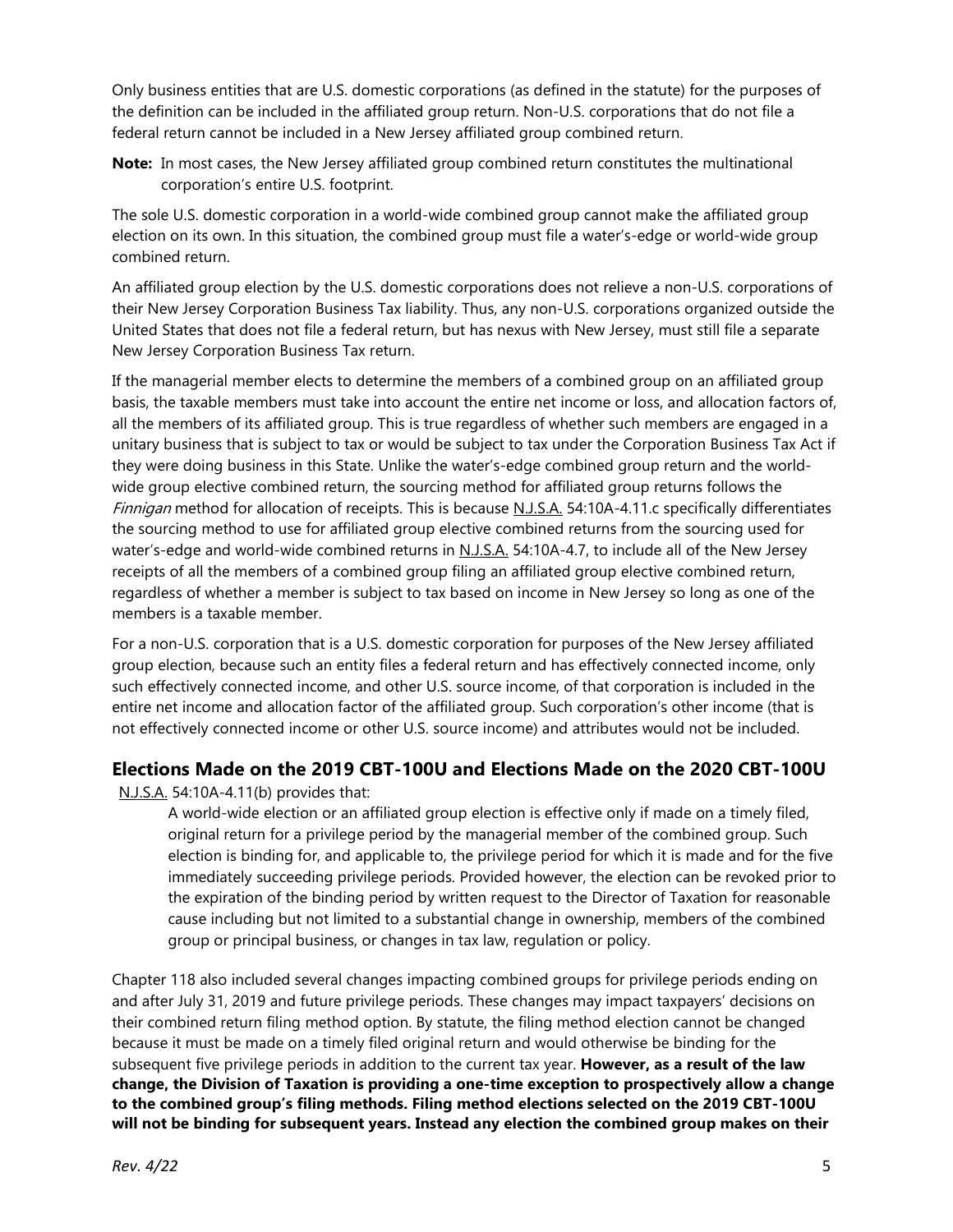Only business entities that are U.S. domestic corporations (as defined in the statute) for the purposes of the definition can be included in the affiliated group return. Non-U.S. corporations that do not file a federal return cannot be included in a New Jersey affiliated group combined return.

**Note:** In most cases, the New Jersey affiliated group combined return constitutes the multinational corporation's entire U.S. footprint.

The sole U.S. domestic corporation in a world-wide combined group cannot make the affiliated group election on its own. In this situation, the combined group must file a water's-edge or world-wide group combined return.

An affiliated group election by the U.S. domestic corporations does not relieve a non-U.S. corporations of their New Jersey Corporation Business Tax liability. Thus, any non-U.S. corporations organized outside the United States that does not file a federal return, but has nexus with New Jersey, must still file a separate New Jersey Corporation Business Tax return.

If the managerial member elects to determine the members of a combined group on an affiliated group basis, the taxable members must take into account the entire net income or loss, and allocation factors of, all the members of its affiliated group. This is true regardless of whether such members are engaged in a unitary business that is subject to tax or would be subject to tax under the Corporation Business Tax Act if they were doing business in this State. Unlike the water's-edge combined group return and the world-wide group elective combined return, the sourcing method for affiliated group returns follows the *Finnigan* method for allocation of receipts. This is because N.J.S.A. 54:10A-4.11.c specifically differentiates the sourcing method to use for affiliated group elective combined returns from the sourcing used for water's-edge and world-wide combined returns in N.J.S.A. 54:10A-4.7, to include all of the New Jersey receipts of all the members of a combined group filing an affiliated group elective combined return, regardless of whether a member is subject to tax based on income in New Jersey so long as one of the members is a taxable member.

For a non-U.S. corporation that is a U.S. domestic corporation for purposes of the New Jersey affiliated group election, because such an entity files a federal return and has effectively connected income, only such effectively connected income, and other U.S. source income, of that corporation is included in the entire net income and allocation factor of the affiliated group. Such corporation's other income (that is not effectively connected income or other U.S. source income) and attributes would not be included.

## Elections Made on the 2019 CBT-100U and Elections Made on the 2020 CBT-100U

N.J.S.A. 54:10A-4.11(b) provides that:

> A world-wide election or an affiliated group election is effective only if made on a timely filed, original return for a privilege period by the managerial member of the combined group. Such election is binding for, and applicable to, the privilege period for which it is made and for the five immediately succeeding privilege periods. Provided however, the election can be revoked prior to the expiration of the binding period by written request to the Director of Taxation for reasonable cause including but not limited to a substantial change in ownership, members of the combined group or principal business, or changes in tax law, regulation or policy.

Chapter 118 also included several changes impacting combined groups for privilege periods ending on and after July 31, 2019 and future privilege periods. These changes may impact taxpayers' decisions on their combined return filing method option. By statute, the filing method election cannot be changed because it must be made on a timely filed original return and would otherwise be binding for the subsequent five privilege periods in addition to the current tax year. **However, as a result of the law change, the Division of Taxation is providing a one-time exception to prospectively allow a change to the combined group's filing methods. Filing method elections selected on the 2019 CBT-100U will not be binding for subsequent years. Instead any election the combined group makes on their**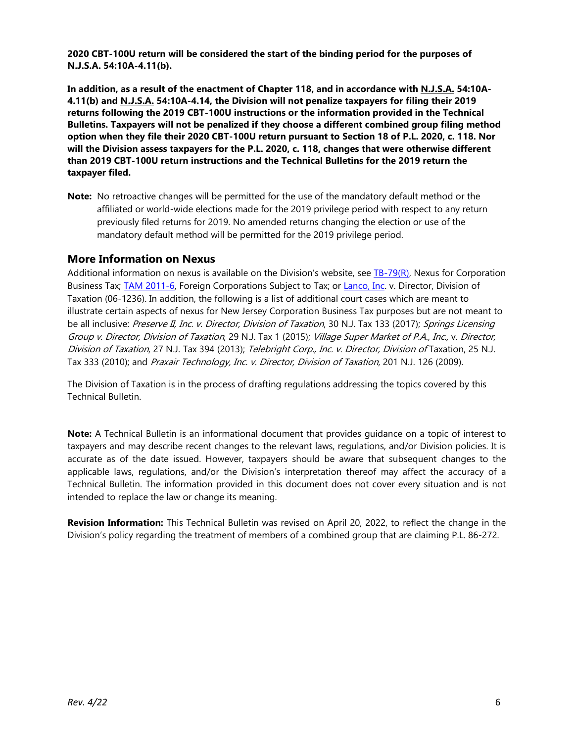**2020 CBT-100U return will be considered the start of the binding period for the purposes of N.J.S.A. 54:10A-4.11(b).**

**In addition, as a result of the enactment of Chapter 118, and in accordance with N.J.S.A. 54:10A-4.11(b) and N.J.S.A. 54:10A-4.14, the Division will not penalize taxpayers for filing their 2019 returns following the 2019 CBT-100U instructions or the information provided in the Technical Bulletins. Taxpayers will not be penalized if they choose a different combined group filing method option when they file their 2020 CBT-100U return pursuant to Section 18 of P.L. 2020, c. 118. Nor will the Division assess taxpayers for the P.L. 2020, c. 118, changes that were otherwise different than 2019 CBT-100U return instructions and the Technical Bulletins for the 2019 return the taxpayer filed.**

**Note:** No retroactive changes will be permitted for the use of the mandatory default method or the affiliated or world-wide elections made for the 2019 privilege period with respect to any return previously filed returns for 2019. No amended returns changing the election or use of the mandatory default method will be permitted for the 2019 privilege period.

## More Information on Nexus

Additional information on nexus is available on the Division's website, see TB-79(R), Nexus for Corporation Business Tax; TAM 2011-6, Foreign Corporations Subject to Tax; or Lanco, Inc. v. Director, Division of Taxation (06-1236). In addition, the following is a list of additional court cases which are meant to illustrate certain aspects of nexus for New Jersey Corporation Business Tax purposes but are not meant to be all inclusive: *Preserve II, Inc. v. Director, Division of Taxation*, 30 N.J. Tax 133 (2017); *Springs Licensing Group v. Director, Division of Taxation*, 29 N.J. Tax 1 (2015); *Village Super Market of P.A., Inc.,* v. *Director, Division of Taxation*, 27 N.J. Tax 394 (2013); *Telebright Corp., Inc. v. Director, Division of* Taxation, 25 N.J. Tax 333 (2010); and *Praxair Technology, Inc. v. Director, Division of Taxation*, 201 N.J. 126 (2009).

The Division of Taxation is in the process of drafting regulations addressing the topics covered by this Technical Bulletin.

**Note:** A Technical Bulletin is an informational document that provides guidance on a topic of interest to taxpayers and may describe recent changes to the relevant laws, regulations, and/or Division policies. It is accurate as of the date issued. However, taxpayers should be aware that subsequent changes to the applicable laws, regulations, and/or the Division's interpretation thereof may affect the accuracy of a Technical Bulletin. The information provided in this document does not cover every situation and is not intended to replace the law or change its meaning.

**Revision Information:** This Technical Bulletin was revised on April 20, 2022, to reflect the change in the Division's policy regarding the treatment of members of a combined group that are claiming P.L. 86-272.